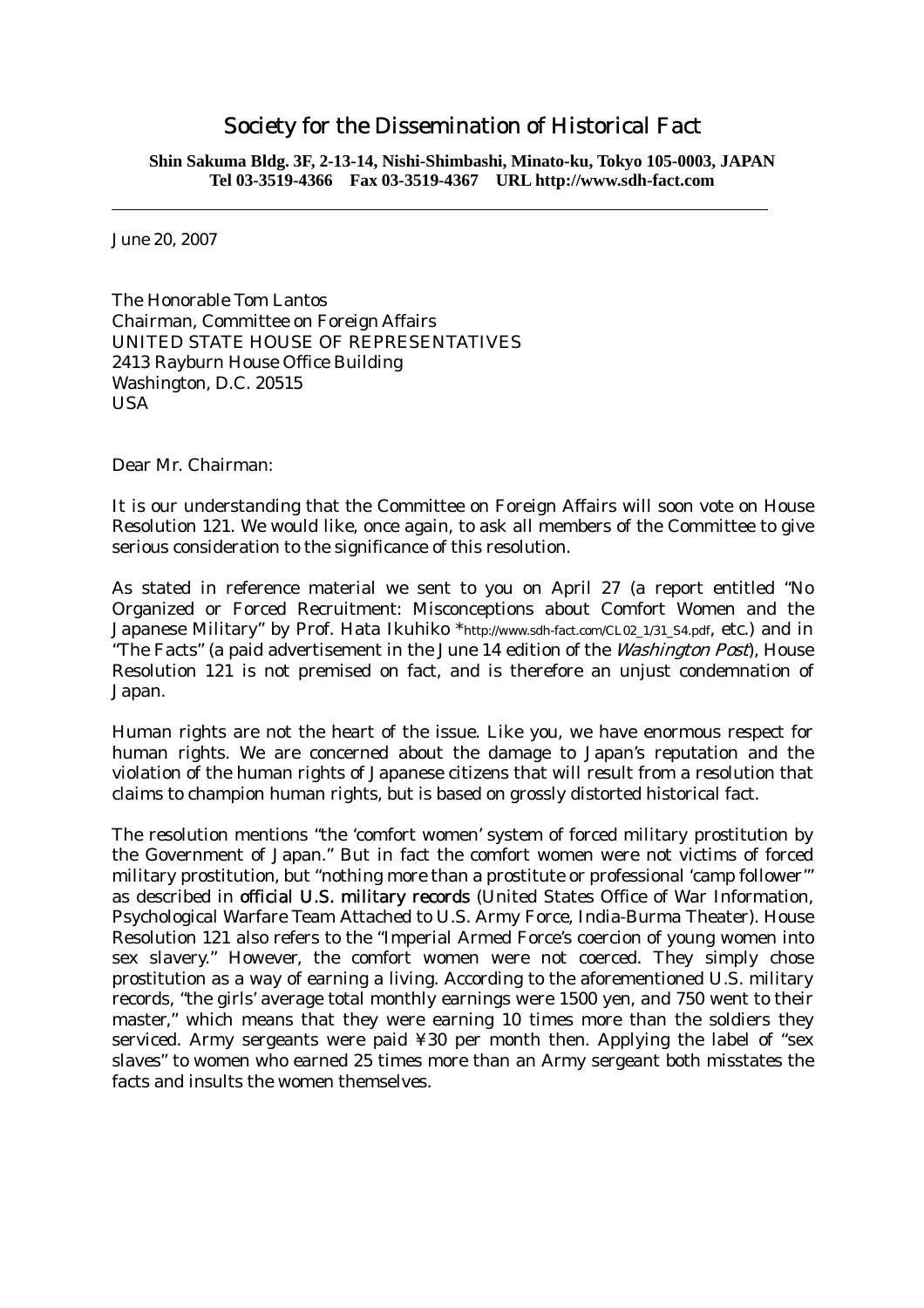# Society for the Dissemination of Historical Fact

**Shin Sakuma Bldg. 3F, 2-13-14, Nishi-Shimbashi, Minato-ku, Tokyo 105-0003, JAPAN**
**Tel 03-3519-4366 Fax 03-3519-4367 URL http://www.sdh-fact.com**

---

June 20, 2007

The Honorable Tom Lantos
Chairman, Committee on Foreign Affairs
UNITED STATE HOUSE OF REPRESENTATIVES
2413 Rayburn House Office Building
Washington, D.C. 20515
USA

Dear Mr. Chairman:

It is our understanding that the Committee on Foreign Affairs will soon vote on House Resolution 121. We would like, once again, to ask all members of the Committee to give serious consideration to the significance of this resolution.

As stated in reference material we sent to you on April 27 (a report entitled "No Organized or Forced Recruitment: Misconceptions about Comfort Women and the Japanese Military" by Prof. Hata Ikuhiko *http://www.sdh-fact.com/CL02_1/31_S4.pdf, etc.) and in "The Facts" (a paid advertisement in the June 14 edition of the *Washington Post*), House Resolution 121 is not premised on fact, and is therefore an unjust condemnation of Japan.

Human rights are not the heart of the issue. Like you, we have enormous respect for human rights. We are concerned about the damage to Japan's reputation and the violation of the human rights of Japanese citizens that will result from a resolution that claims to champion human rights, but is based on grossly distorted historical fact.

The resolution mentions "the 'comfort women' system of forced military prostitution by the Government of Japan." But in fact the comfort women were not victims of forced military prostitution, but "nothing more than a prostitute or professional 'camp follower'" as described in **official U.S. military records** (United States Office of War Information, Psychological Warfare Team Attached to U.S. Army Force, India-Burma Theater). House Resolution 121 also refers to the "Imperial Armed Force's coercion of young women into sex slavery." However, the comfort women were not coerced. They simply chose prostitution as a way of earning a living. According to the aforementioned U.S. military records, "the girls' average total monthly earnings were 1500 yen, and 750 went to their master," which means that they were earning 10 times more than the soldiers they serviced. Army sergeants were paid ¥30 per month then. Applying the label of "sex slaves" to women who earned 25 times more than an Army sergeant both misstates the facts and insults the women themselves.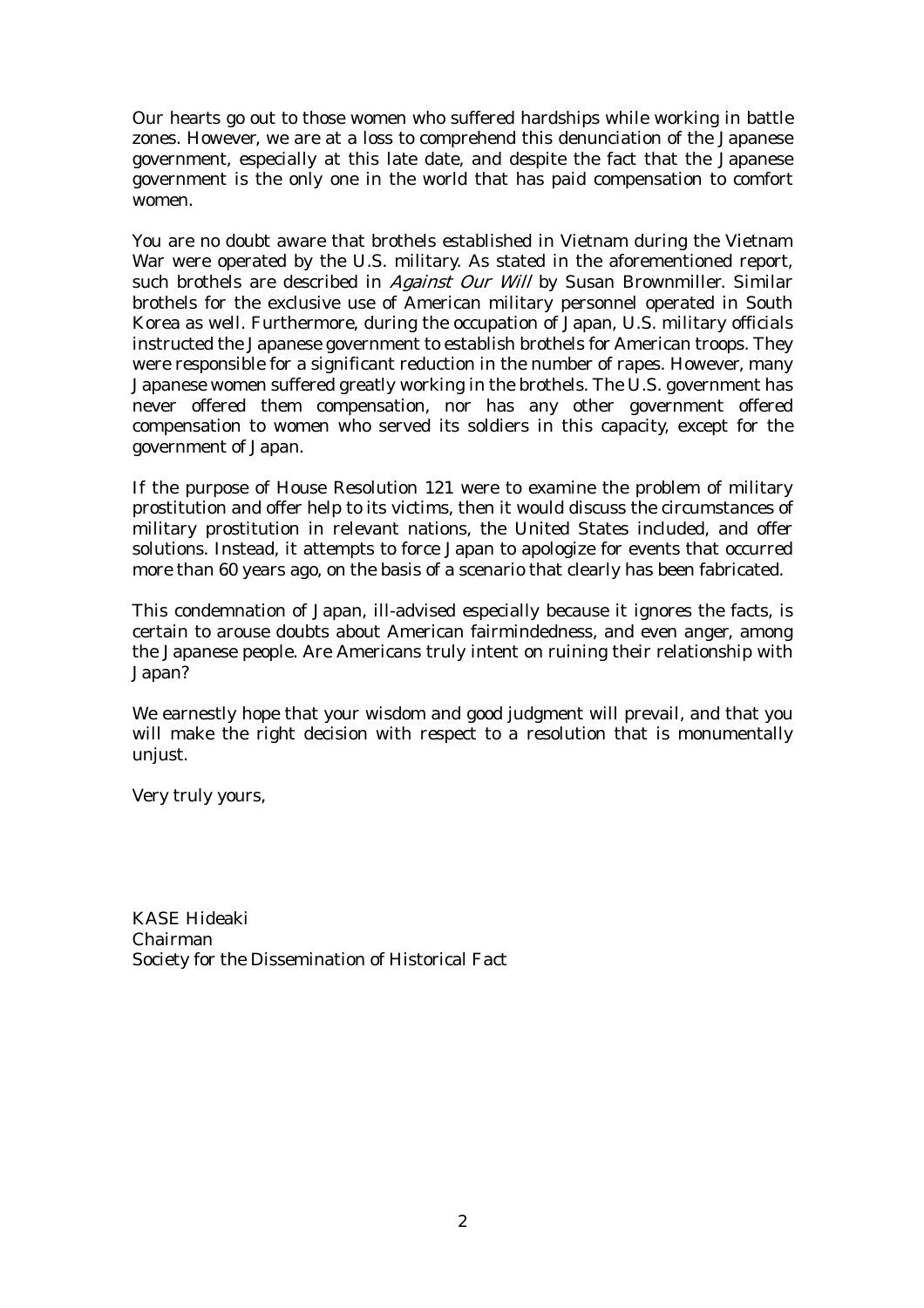Our hearts go out to those women who suffered hardships while working in battle zones. However, we are at a loss to comprehend this denunciation of the Japanese government, especially at this late date, and despite the fact that the Japanese government is the only one in the world that has paid compensation to comfort women.

You are no doubt aware that brothels established in Vietnam during the Vietnam War were operated by the U.S. military. As stated in the aforementioned report, such brothels are described in *Against Our Will* by Susan Brownmiller. Similar brothels for the exclusive use of American military personnel operated in South Korea as well. Furthermore, during the occupation of Japan, U.S. military officials instructed the Japanese government to establish brothels for American troops. They were responsible for a significant reduction in the number of rapes. However, many Japanese women suffered greatly working in the brothels. The U.S. government has never offered them compensation, nor has any other government offered compensation to women who served its soldiers in this capacity, except for the government of Japan.

If the purpose of House Resolution 121 were to examine the problem of military prostitution and offer help to its victims, then it would discuss the circumstances of military prostitution in relevant nations, the United States included, and offer solutions. Instead, it attempts to force Japan to apologize for events that occurred more than 60 years ago, on the basis of a scenario that clearly has been fabricated.

This condemnation of Japan, ill-advised especially because it ignores the facts, is certain to arouse doubts about American fairmindedness, and even anger, among the Japanese people. Are Americans truly intent on ruining their relationship with Japan?

We earnestly hope that your wisdom and good judgment will prevail, and that you will make the right decision with respect to a resolution that is monumentally unjust.

Very truly yours,

KASE Hideaki
Chairman
Society for the Dissemination of Historical Fact